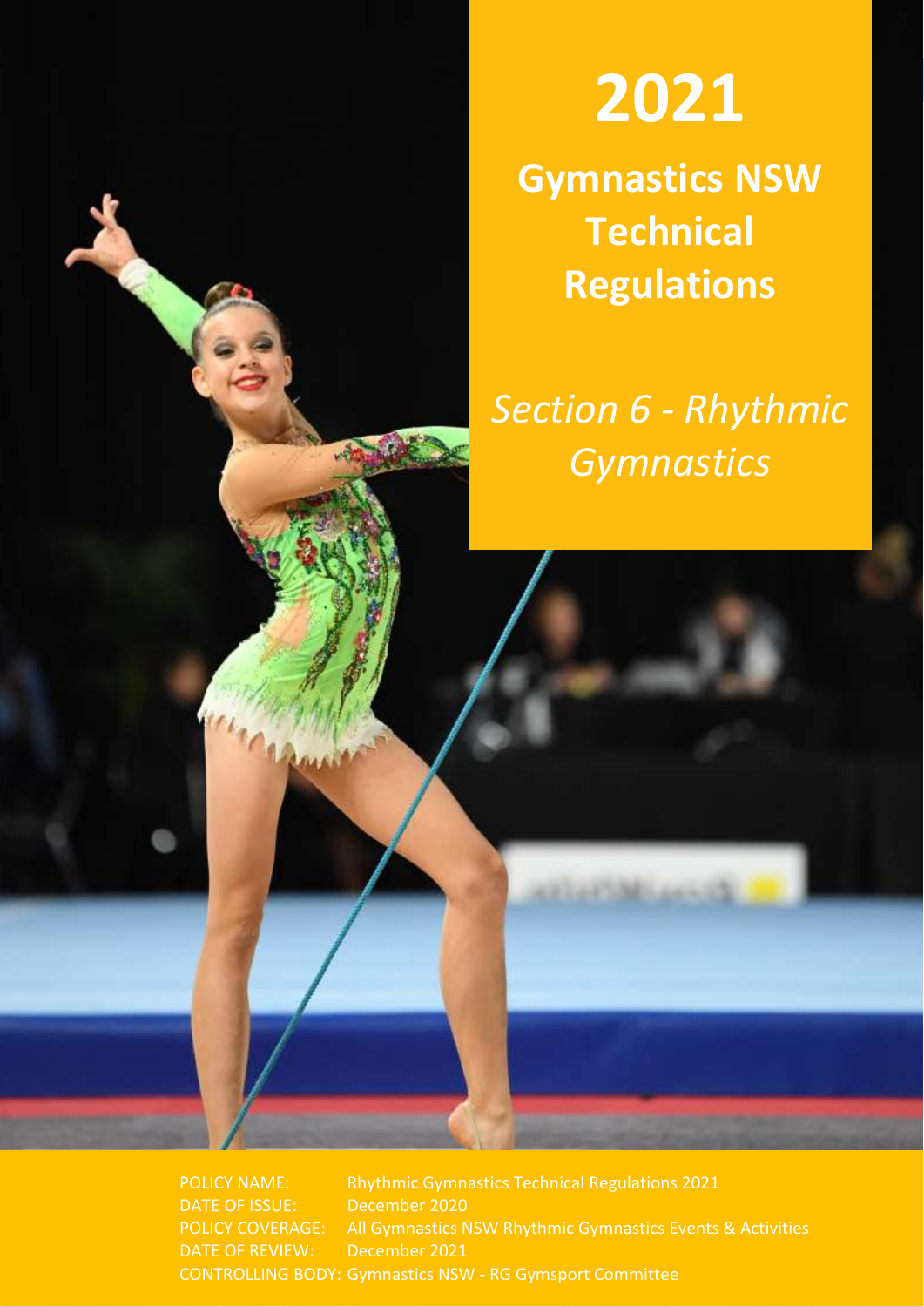# 2021

## Gymnastics NSW Technical Regulations

*Section 6 - Rhythmic Gymnastics*

POLICY NAME: Rhythmic Gymnastics Technical Regulations 2021
DATE OF ISSUE: December 2020
POLICY COVERAGE: All Gymnastics NSW Rhythmic Gymnastics Events & Activities
DATE OF REVIEW: December 2021
CONTROLLING BODY: Gymnastics NSW - RG Gymsport Committee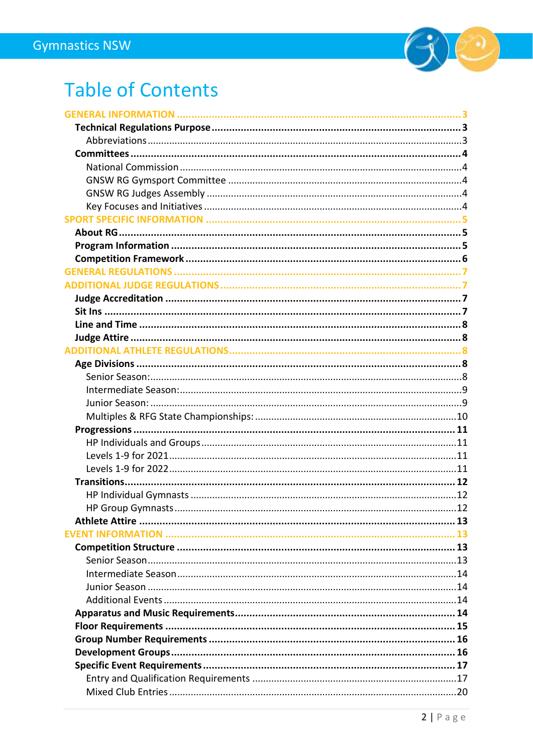# Table of Contents

GENERAL INFORMATION ........ 3

- **Technical Regulations Purpose** ........ 3
  - Abbreviations ........ 3
- **Committees** ........ 4
  - National Commission ........ 4
  - GNSW RG Gymsport Committee ........ 4
  - GNSW RG Judges Assembly ........ 4
  - Key Focuses and Initiatives ........ 4

SPORT SPECIFIC INFORMATION ........ 5

- **About RG** ........ 5
- **Program Information** ........ 5
- **Competition Framework** ........ 6

GENERAL REGULATIONS ........ 7

ADDITIONAL JUDGE REGULATIONS ........ 7

- **Judge Accreditation** ........ 7
- **Sit Ins** ........ 7
- **Line and Time** ........ 8
- **Judge Attire** ........ 8

ADDITIONAL ATHLETE REGULATIONS ........ 8

- **Age Divisions** ........ 8
  - Senior Season: ........ 8
  - Intermediate Season: ........ 9
  - Junior Season: ........ 9
  - Multiples & RFG State Championships: ........ 10
- **Progressions** ........ 11
  - HP Individuals and Groups ........ 11
  - Levels 1-9 for 2021 ........ 11
  - Levels 1-9 for 2022 ........ 11
- **Transitions** ........ 12
  - HP Individual Gymnasts ........ 12
  - HP Group Gymnasts ........ 12
- **Athlete Attire** ........ 13

EVENT INFORMATION ........ 13

- **Competition Structure** ........ 13
  - Senior Season ........ 13
  - Intermediate Season ........ 14
  - Junior Season ........ 14
  - Additional Events ........ 14
- **Apparatus and Music Requirements** ........ 14
- **Floor Requirements** ........ 15
- **Group Number Requirements** ........ 16
- **Development Groups** ........ 16
- **Specific Event Requirements** ........ 17
  - Entry and Qualification Requirements ........ 17
  - Mixed Club Entries ........ 20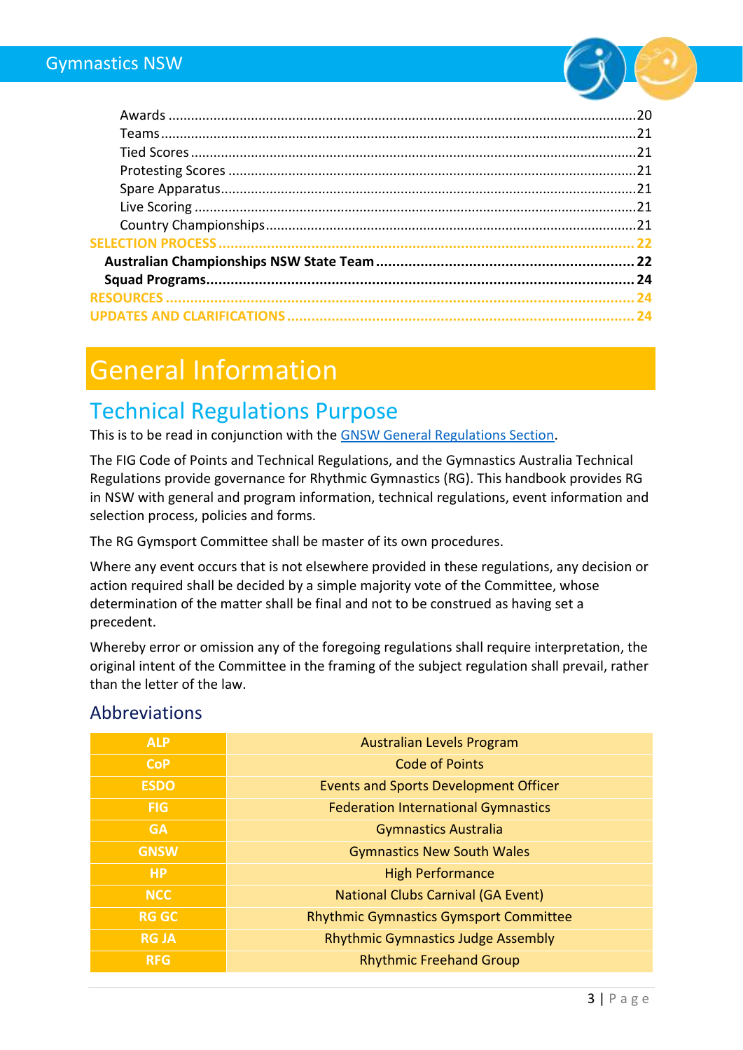Awards ....................................................................................................................20
Teams .....................................................................................................................21
Tied Scores ..............................................................................................................21
Protesting Scores .....................................................................................................21
Spare Apparatus .......................................................................................................21
Live Scoring .............................................................................................................21
Country Championships ..........................................................................................21

SELECTION PROCESS ..................................................................................................22

**Australian Championships NSW State Team ........................................................22**

**Squad Programs .....................................................................................................24**

RESOURCES ...................................................................................................................24

UPDATES AND CLARIFICATIONS ................................................................................24

# General Information

## Technical Regulations Purpose

This is to be read in conjunction with the GNSW General Regulations Section.

The FIG Code of Points and Technical Regulations, and the Gymnastics Australia Technical Regulations provide governance for Rhythmic Gymnastics (RG). This handbook provides RG in NSW with general and program information, technical regulations, event information and selection process, policies and forms.

The RG Gymsport Committee shall be master of its own procedures.

Where any event occurs that is not elsewhere provided in these regulations, any decision or action required shall be decided by a simple majority vote of the Committee, whose determination of the matter shall be final and not to be construed as having set a precedent.

Whereby error or omission any of the foregoing regulations shall require interpretation, the original intent of the Committee in the framing of the subject regulation shall prevail, rather than the letter of the law.

### Abbreviations

| | |
|---|---|
| **ALP** | Australian Levels Program |
| **CoP** | Code of Points |
| **ESDO** | Events and Sports Development Officer |
| **FIG** | Federation International Gymnastics |
| **GA** | Gymnastics Australia |
| **GNSW** | Gymnastics New South Wales |
| **HP** | High Performance |
| **NCC** | National Clubs Carnival (GA Event) |
| **RG GC** | Rhythmic Gymnastics Gymsport Committee |
| **RG JA** | Rhythmic Gymnastics Judge Assembly |
| **RFG** | Rhythmic Freehand Group |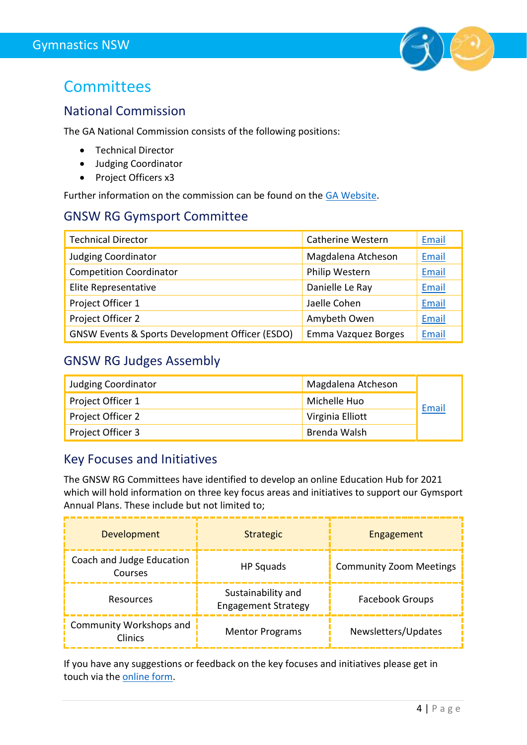# Committees

## National Commission

The GA National Commission consists of the following positions:

- Technical Director
- Judging Coordinator
- Project Officers x3

Further information on the commission can be found on the GA Website.

## GNSW RG Gymsport Committee

| Technical Director | Catherine Western | Email |
|---|---|---|
| Judging Coordinator | Magdalena Atcheson | Email |
| Competition Coordinator | Philip Western | Email |
| Elite Representative | Danielle Le Ray | Email |
| Project Officer 1 | Jaelle Cohen | Email |
| Project Officer 2 | Amybeth Owen | Email |
| GNSW Events & Sports Development Officer (ESDO) | Emma Vazquez Borges | Email |

## GNSW RG Judges Assembly

| Judging Coordinator | Magdalena Atcheson | Email |
|---|---|---|
| Project Officer 1 | Michelle Huo | |
| Project Officer 2 | Virginia Elliott | |
| Project Officer 3 | Brenda Walsh | |

## Key Focuses and Initiatives

The GNSW RG Committees have identified to develop an online Education Hub for 2021 which will hold information on three key focus areas and initiatives to support our Gymsport Annual Plans. These include but not limited to;

| Development | Strategic | Engagement |
|---|---|---|
| Coach and Judge Education Courses | HP Squads | Community Zoom Meetings |
| Resources | Sustainability and Engagement Strategy | Facebook Groups |
| Community Workshops and Clinics | Mentor Programs | Newsletters/Updates |

If you have any suggestions or feedback on the key focuses and initiatives please get in touch via the online form.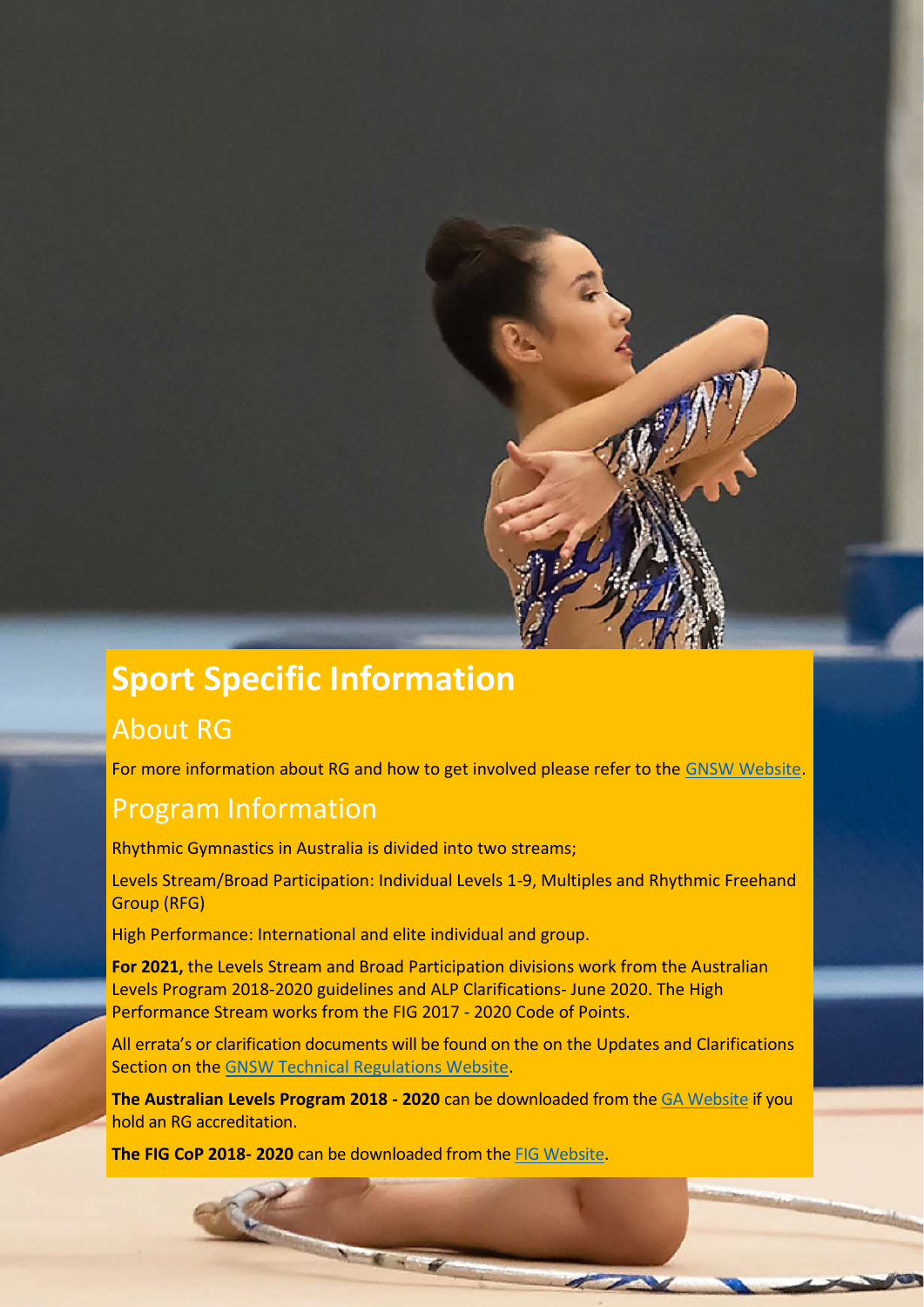# Sport Specific Information

## About RG

For more information about RG and how to get involved please refer to the GNSW Website.

## Program Information

Rhythmic Gymnastics in Australia is divided into two streams;

Levels Stream/Broad Participation: Individual Levels 1-9, Multiples and Rhythmic Freehand Group (RFG)

High Performance: International and elite individual and group.

**For 2021,** the Levels Stream and Broad Participation divisions work from the Australian Levels Program 2018-2020 guidelines and ALP Clarifications- June 2020. The High Performance Stream works from the FIG 2017 - 2020 Code of Points.

All errata's or clarification documents will be found on the on the Updates and Clarifications Section on the GNSW Technical Regulations Website.

**The Australian Levels Program 2018 - 2020** can be downloaded from the GA Website if you hold an RG accreditation.

**The FIG CoP 2018- 2020** can be downloaded from the FIG Website.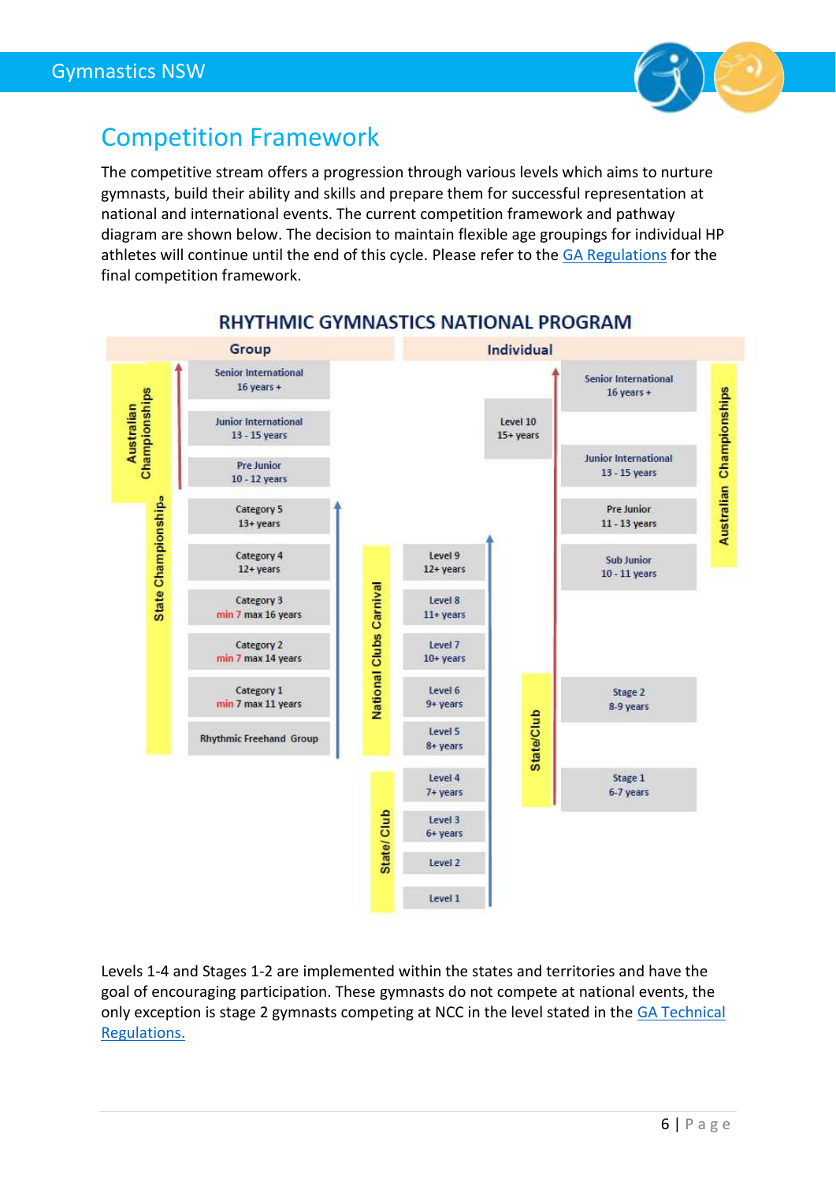## Competition Framework

The competitive stream offers a progression through various levels which aims to nurture gymnasts, build their ability and skills and prepare them for successful representation at national and international events. The current competition framework and pathway diagram are shown below. The decision to maintain flexible age groupings for individual HP athletes will continue until the end of this cycle. Please refer to the GA Regulations for the final competition framework.

### RHYTHMIC GYMNASTICS NATIONAL PROGRAM

**Group**

| Competition | Category |
|---|---|
| Australian Championships | Senior International 16 years + |
| Australian Championships | Junior International 13 - 15 years |
| Australian Championships | Pre Junior 10 - 12 years |
| State Championships | Category 5 13+ years |
| State Championships | Category 4 12+ years |
| State Championships | Category 3 min 7 max 16 years |
| State Championships | Category 2 min 7 max 14 years |
| State Championships | Category 1 min 7 max 11 years |
| State Championships | Rhythmic Freehand Group |

**Individual**

| Competition | Level |
|---|---|
| | Level 10 15+ years |
| National Clubs Carnival | Level 9 12+ years |
| National Clubs Carnival | Level 8 11+ years |
| National Clubs Carnival | Level 7 10+ years |
| National Clubs Carnival | Level 6 9+ years |
| National Clubs Carnival | Level 5 8+ years |
| State/ Club | Level 4 7+ years |
| State/ Club | Level 3 6+ years |
| State/ Club | Level 2 |
| State/ Club | Level 1 |

| Competition | Category |
|---|---|
| Australian Championships | Senior International 16 years + |
| Australian Championships | Junior International 13 - 15 years |
| Australian Championships | Pre Junior 11 - 13 years |
| Australian Championships | Sub Junior 10 - 11 years |
| State/Club | Stage 2 8-9 years |
| State/Club | Stage 1 6-7 years |

Levels 1-4 and Stages 1-2 are implemented within the states and territories and have the goal of encouraging participation. These gymnasts do not compete at national events, the only exception is stage 2 gymnasts competing at NCC in the level stated in the GA Technical Regulations.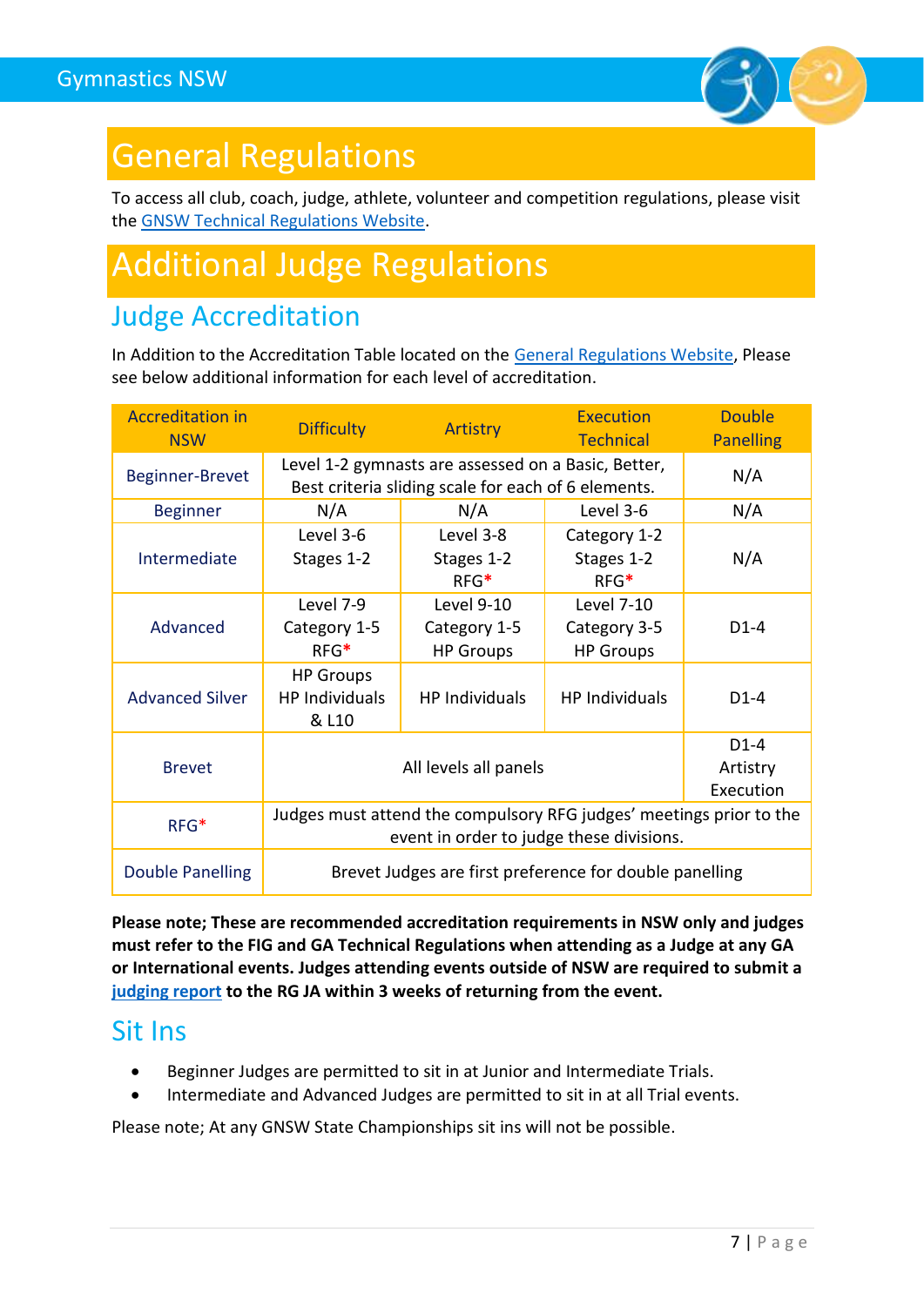# General Regulations

To access all club, coach, judge, athlete, volunteer and competition regulations, please visit the GNSW Technical Regulations Website.

# Additional Judge Regulations

## Judge Accreditation

In Addition to the Accreditation Table located on the General Regulations Website, Please see below additional information for each level of accreditation.

| Accreditation in NSW | Difficulty | Artistry | Execution Technical | Double Panelling |
|---|---|---|---|---|
| Beginner-Brevet | Level 1-2 gymnasts are assessed on a Basic, Better, Best criteria sliding scale for each of 6 elements. | | | N/A |
| Beginner | N/A | N/A | Level 3-6 | N/A |
| Intermediate | Level 3-6<br>Stages 1-2 | Level 3-8<br>Stages 1-2<br>RFG* | Category 1-2<br>Stages 1-2<br>RFG* | N/A |
| Advanced | Level 7-9<br>Category 1-5<br>RFG* | Level 9-10<br>Category 1-5<br>HP Groups | Level 7-10<br>Category 3-5<br>HP Groups | D1-4 |
| Advanced Silver | HP Groups<br>HP Individuals<br>& L10 | HP Individuals | HP Individuals | D1-4 |
| Brevet | All levels all panels | | | D1-4<br>Artistry<br>Execution |
| RFG* | Judges must attend the compulsory RFG judges' meetings prior to the event in order to judge these divisions. | | | |
| Double Panelling | Brevet Judges are first preference for double panelling | | | |

**Please note; These are recommended accreditation requirements in NSW only and judges must refer to the FIG and GA Technical Regulations when attending as a Judge at any GA or International events. Judges attending events outside of NSW are required to submit a judging report to the RG JA within 3 weeks of returning from the event.**

## Sit Ins

- Beginner Judges are permitted to sit in at Junior and Intermediate Trials.
- Intermediate and Advanced Judges are permitted to sit in at all Trial events.

Please note; At any GNSW State Championships sit ins will not be possible.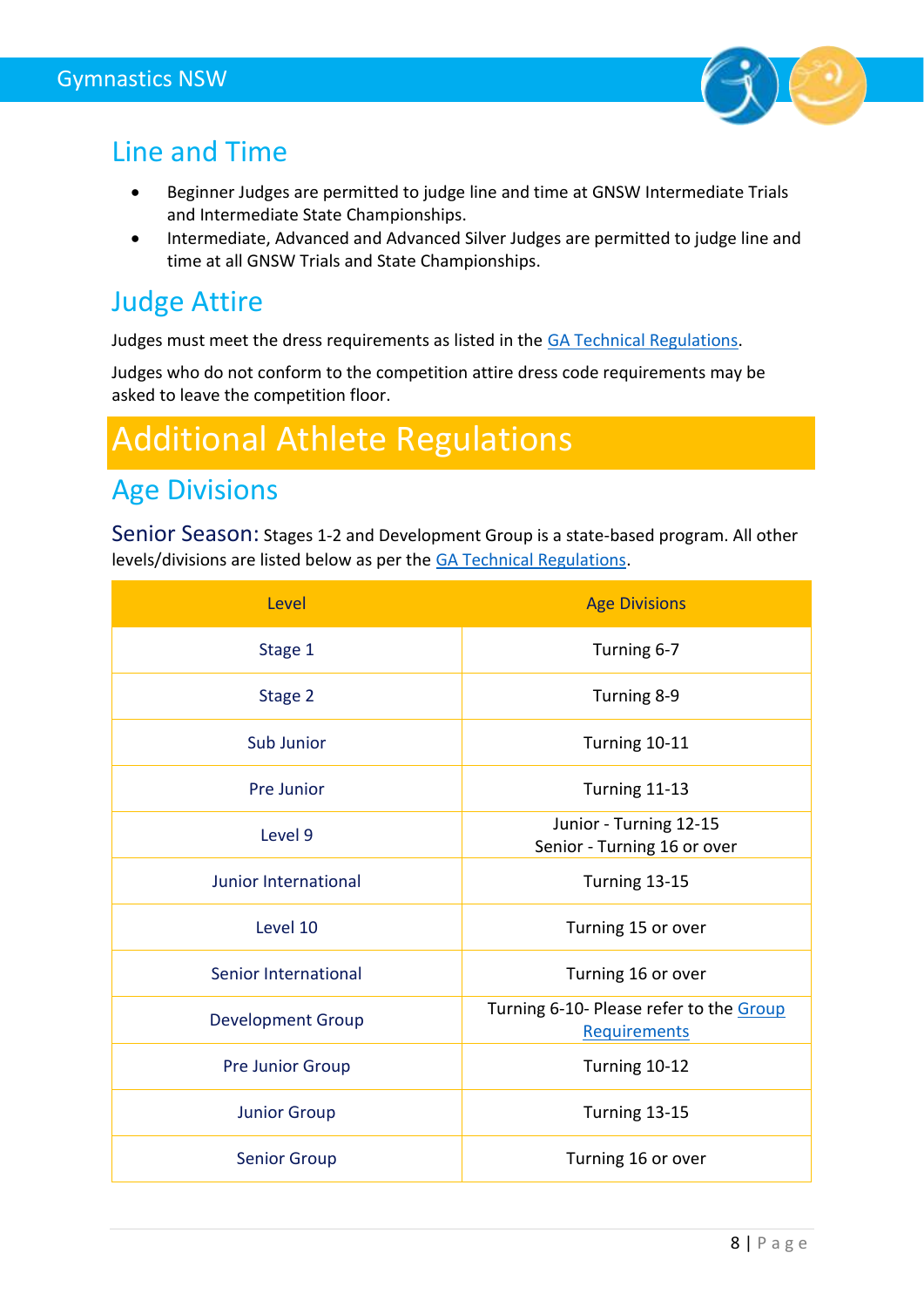## Line and Time

- Beginner Judges are permitted to judge line and time at GNSW Intermediate Trials and Intermediate State Championships.
- Intermediate, Advanced and Advanced Silver Judges are permitted to judge line and time at all GNSW Trials and State Championships.

## Judge Attire

Judges must meet the dress requirements as listed in the GA Technical Regulations.

Judges who do not conform to the competition attire dress code requirements may be asked to leave the competition floor.

# Additional Athlete Regulations

## Age Divisions

**Senior Season:** Stages 1-2 and Development Group is a state-based program. All other levels/divisions are listed below as per the GA Technical Regulations.

| Level | Age Divisions |
|---|---|
| Stage 1 | Turning 6-7 |
| Stage 2 | Turning 8-9 |
| Sub Junior | Turning 10-11 |
| Pre Junior | Turning 11-13 |
| Level 9 | Junior - Turning 12-15<br>Senior - Turning 16 or over |
| Junior International | Turning 13-15 |
| Level 10 | Turning 15 or over |
| Senior International | Turning 16 or over |
| Development Group | Turning 6-10- Please refer to the Group Requirements |
| Pre Junior Group | Turning 10-12 |
| Junior Group | Turning 13-15 |
| Senior Group | Turning 16 or over |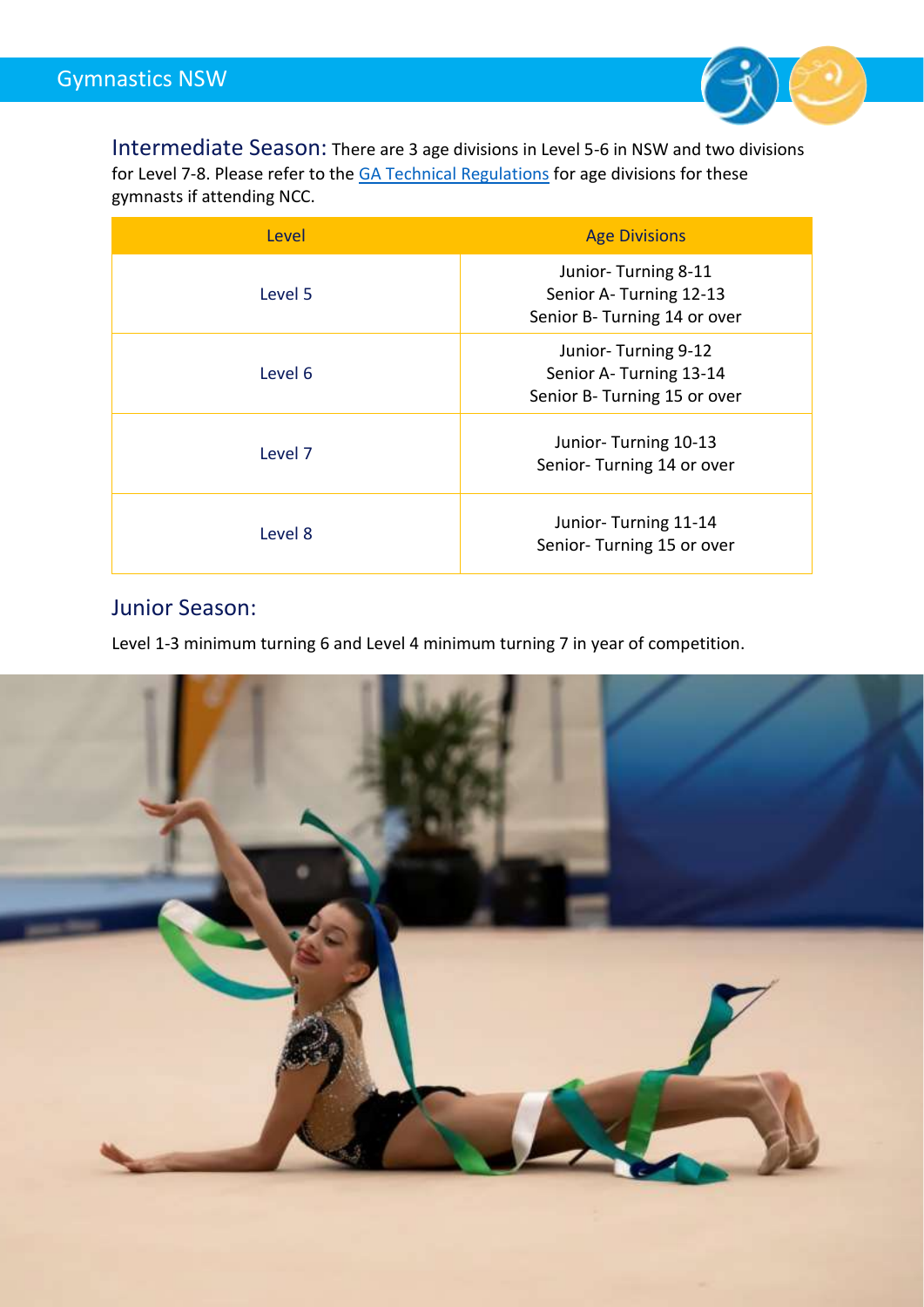## Intermediate Season:

There are 3 age divisions in Level 5-6 in NSW and two divisions for Level 7-8. Please refer to the [GA Technical Regulations] for age divisions for these gymnasts if attending NCC.

| Level | Age Divisions |
|---|---|
| Level 5 | Junior- Turning 8-11<br>Senior A- Turning 12-13<br>Senior B- Turning 14 or over |
| Level 6 | Junior- Turning 9-12<br>Senior A- Turning 13-14<br>Senior B- Turning 15 or over |
| Level 7 | Junior- Turning 10-13<br>Senior- Turning 14 or over |
| Level 8 | Junior- Turning 11-14<br>Senior- Turning 15 or over |

## Junior Season:

Level 1-3 minimum turning 6 and Level 4 minimum turning 7 in year of competition.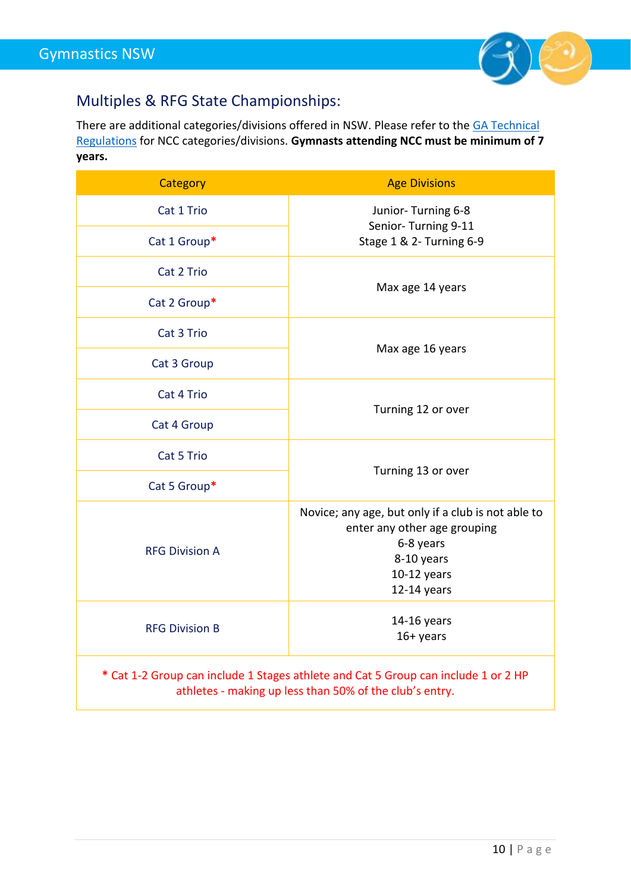## Multiples & RFG State Championships:

There are additional categories/divisions offered in NSW. Please refer to the GA Technical Regulations for NCC categories/divisions. **Gymnasts attending NCC must be minimum of 7 years.**

| Category | Age Divisions |
|---|---|
| Cat 1 Trio | Junior- Turning 6-8<br>Senior- Turning 9-11<br>Stage 1 & 2- Turning 6-9 |
| Cat 1 Group* | |
| Cat 2 Trio | Max age 14 years |
| Cat 2 Group* | |
| Cat 3 Trio | Max age 16 years |
| Cat 3 Group | |
| Cat 4 Trio | Turning 12 or over |
| Cat 4 Group | |
| Cat 5 Trio | Turning 13 or over |
| Cat 5 Group* | |
| RFG Division A | Novice; any age, but only if a club is not able to enter any other age grouping<br>6-8 years<br>8-10 years<br>10-12 years<br>12-14 years |
| RFG Division B | 14-16 years<br>16+ years |
| * Cat 1-2 Group can include 1 Stages athlete and Cat 5 Group can include 1 or 2 HP athletes - making up less than 50% of the club's entry. | |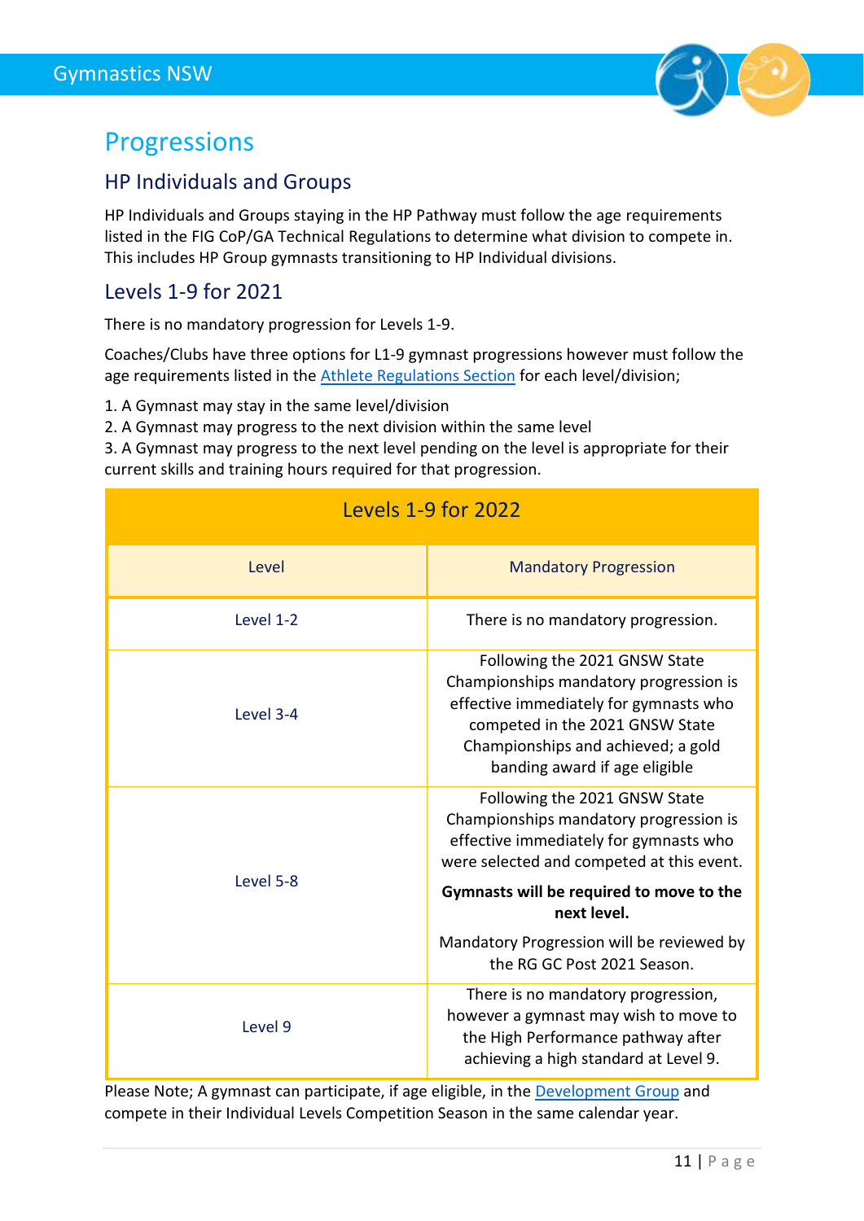# Progressions

## HP Individuals and Groups

HP Individuals and Groups staying in the HP Pathway must follow the age requirements listed in the FIG CoP/GA Technical Regulations to determine what division to compete in. This includes HP Group gymnasts transitioning to HP Individual divisions.

## Levels 1-9 for 2021

There is no mandatory progression for Levels 1-9.

Coaches/Clubs have three options for L1-9 gymnast progressions however must follow the age requirements listed in the [Athlete Regulations Section] for each level/division;

1. A Gymnast may stay in the same level/division
2. A Gymnast may progress to the next division within the same level
3. A Gymnast may progress to the next level pending on the level is appropriate for their current skills and training hours required for that progression.

| Levels 1-9 for 2022 | |
|---|---|
| Level | Mandatory Progression |
| Level 1-2 | There is no mandatory progression. |
| Level 3-4 | Following the 2021 GNSW State Championships mandatory progression is effective immediately for gymnasts who competed in the 2021 GNSW State Championships and achieved; a gold banding award if age eligible |
| Level 5-8 | Following the 2021 GNSW State Championships mandatory progression is effective immediately for gymnasts who were selected and competed at this event.<br><br>**Gymnasts will be required to move to the next level.**<br><br>Mandatory Progression will be reviewed by the RG GC Post 2021 Season. |
| Level 9 | There is no mandatory progression, however a gymnast may wish to move to the High Performance pathway after achieving a high standard at Level 9. |

Please Note; A gymnast can participate, if age eligible, in the [Development Group] and compete in their Individual Levels Competition Season in the same calendar year.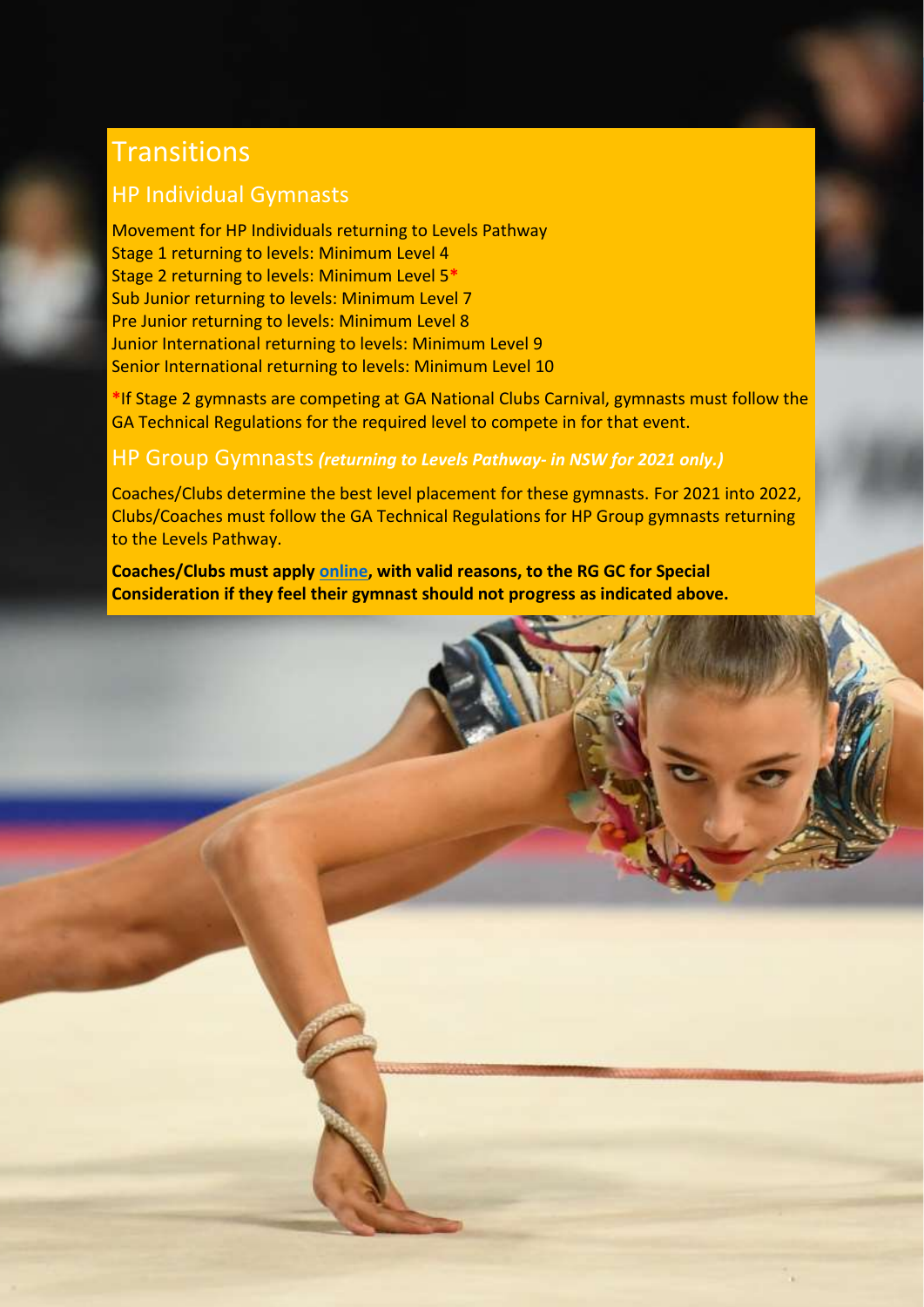# Transitions

## HP Individual Gymnasts

Movement for HP Individuals returning to Levels Pathway
Stage 1 returning to levels: Minimum Level 4
Stage 2 returning to levels: Minimum Level 5*
Sub Junior returning to levels: Minimum Level 7
Pre Junior returning to levels: Minimum Level 8
Junior International returning to levels: Minimum Level 9
Senior International returning to levels: Minimum Level 10

*If Stage 2 gymnasts are competing at GA National Clubs Carnival, gymnasts must follow the GA Technical Regulations for the required level to compete in for that event.

## HP Group Gymnasts ***(returning to Levels Pathway- in NSW for 2021 only.)***

Coaches/Clubs determine the best level placement for these gymnasts. For 2021 into 2022, Clubs/Coaches must follow the GA Technical Regulations for HP Group gymnasts returning to the Levels Pathway.

**Coaches/Clubs must apply online, with valid reasons, to the RG GC for Special Consideration if they feel their gymnast should not progress as indicated above.**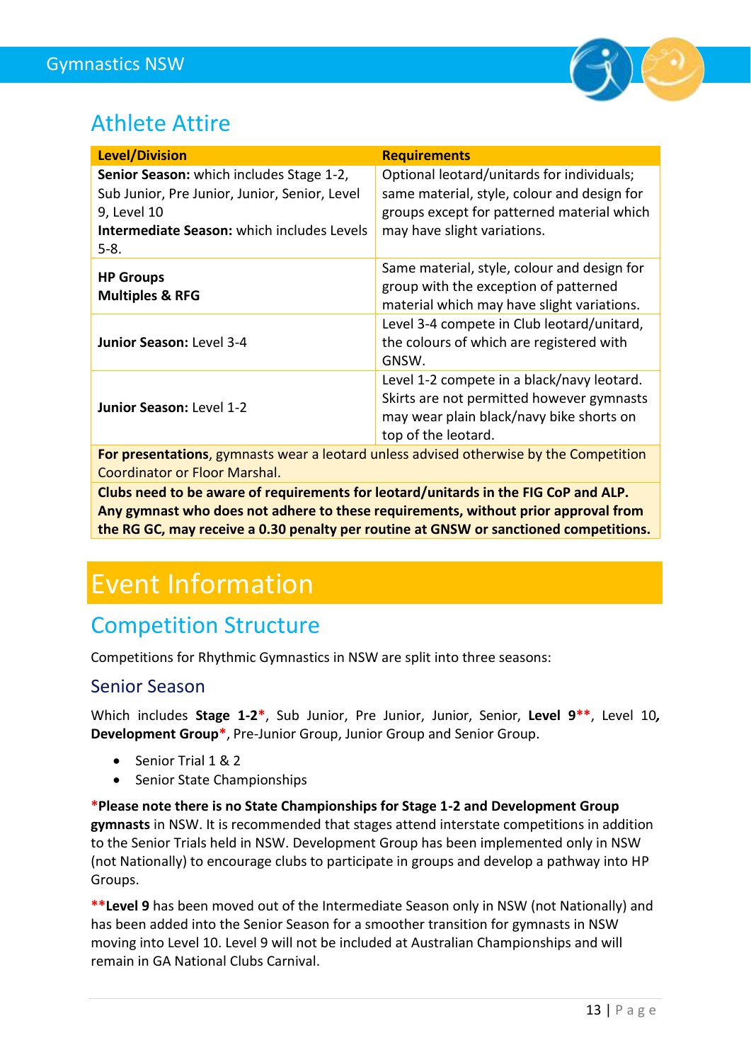## Athlete Attire

| Level/Division | Requirements |
|---|---|
| **Senior Season:** which includes Stage 1-2, Sub Junior, Pre Junior, Junior, Senior, Level 9, Level 10<br>**Intermediate Season:** which includes Levels 5-8. | Optional leotard/unitards for individuals; same material, style, colour and design for groups except for patterned material which may have slight variations. |
| **HP Groups**<br>**Multiples & RFG** | Same material, style, colour and design for group with the exception of patterned material which may have slight variations. |
| **Junior Season:** Level 3-4 | Level 3-4 compete in Club leotard/unitard, the colours of which are registered with GNSW. |
| **Junior Season:** Level 1-2 | Level 1-2 compete in a black/navy leotard. Skirts are not permitted however gymnasts may wear plain black/navy bike shorts on top of the leotard. |
| **For presentations**, gymnasts wear a leotard unless advised otherwise by the Competition Coordinator or Floor Marshal. | |
| **Clubs need to be aware of requirements for leotard/unitards in the FIG CoP and ALP. Any gymnast who does not adhere to these requirements, without prior approval from the RG GC, may receive a 0.30 penalty per routine at GNSW or sanctioned competitions.** | |

# Event Information

## Competition Structure

Competitions for Rhythmic Gymnastics in NSW are split into three seasons:

### Senior Season

Which includes **Stage 1-2***, Sub Junior, Pre Junior, Junior, Senior, **Level 9****, Level 10, **Development Group***, Pre-Junior Group, Junior Group and Senior Group.

- Senior Trial 1 & 2
- Senior State Championships

***Please note there is no State Championships for Stage 1-2 and Development Group gymnasts** in NSW. It is recommended that stages attend interstate competitions in addition to the Senior Trials held in NSW. Development Group has been implemented only in NSW (not Nationally) to encourage clubs to participate in groups and develop a pathway into HP Groups.

****Level 9** has been moved out of the Intermediate Season only in NSW (not Nationally) and has been added into the Senior Season for a smoother transition for gymnasts in NSW moving into Level 10. Level 9 will not be included at Australian Championships and will remain in GA National Clubs Carnival.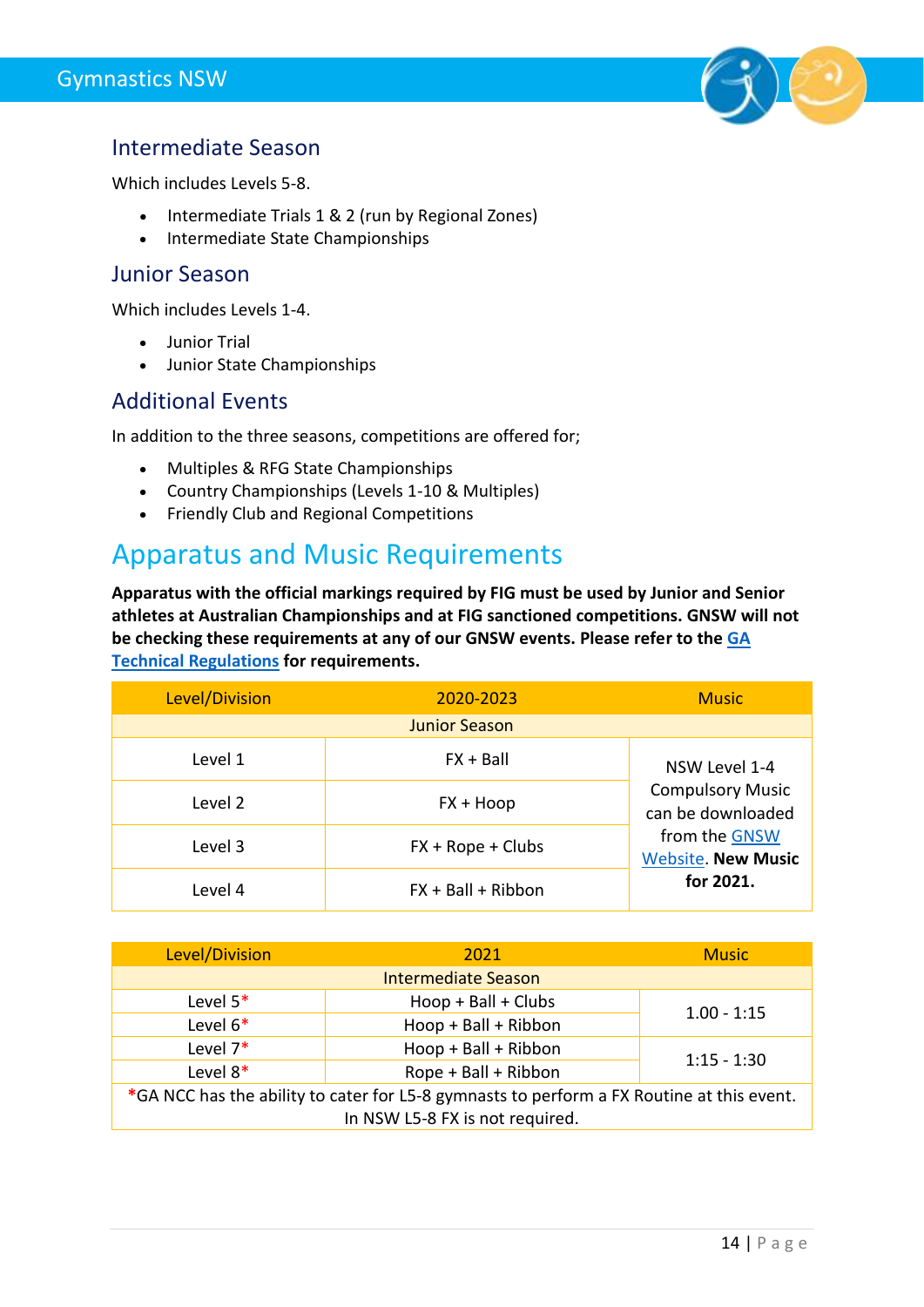## Intermediate Season

Which includes Levels 5-8.

- Intermediate Trials 1 & 2 (run by Regional Zones)
- Intermediate State Championships

## Junior Season

Which includes Levels 1-4.

- Junior Trial
- Junior State Championships

## Additional Events

In addition to the three seasons, competitions are offered for;

- Multiples & RFG State Championships
- Country Championships (Levels 1-10 & Multiples)
- Friendly Club and Regional Competitions

# Apparatus and Music Requirements

**Apparatus with the official markings required by FIG must be used by Junior and Senior athletes at Australian Championships and at FIG sanctioned competitions. GNSW will not be checking these requirements at any of our GNSW events. Please refer to the GA Technical Regulations for requirements.**

| Level/Division | 2020-2023 | Music |
|---|---|---|
| Junior Season | | |
| Level 1 | FX + Ball | NSW Level 1-4 Compulsory Music can be downloaded from the GNSW Website. **New Music for 2021.** |
| Level 2 | FX + Hoop | |
| Level 3 | FX + Rope + Clubs | |
| Level 4 | FX + Ball + Ribbon | |

| Level/Division | 2021 | Music |
|---|---|---|
| Intermediate Season | | |
| Level 5* | Hoop + Ball + Clubs | 1.00 - 1:15 |
| Level 6* | Hoop + Ball + Ribbon | |
| Level 7* | Hoop + Ball + Ribbon | 1:15 - 1:30 |
| Level 8* | Rope + Ball + Ribbon | |
| *GA NCC has the ability to cater for L5-8 gymnasts to perform a FX Routine at this event. In NSW L5-8 FX is not required. | | |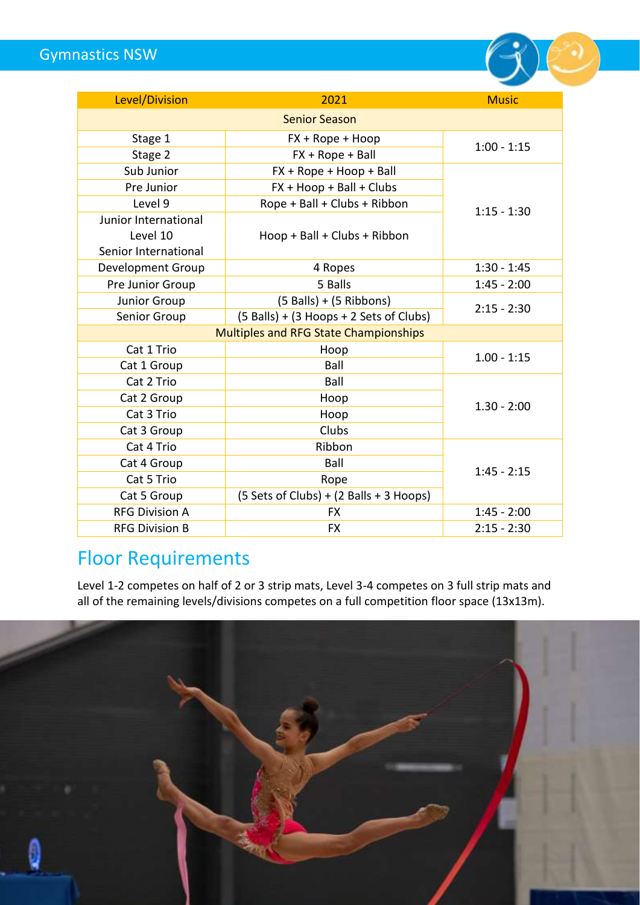| Level/Division | 2021 | Music |
|---|---|---|
| Senior Season | | |
| Stage 1 | FX + Rope + Hoop | 1:00 - 1:15 |
| Stage 2 | FX + Rope + Ball | |
| Sub Junior | FX + Rope + Hoop + Ball | 1:15 - 1:30 |
| Pre Junior | FX + Hoop + Ball + Clubs | |
| Level 9 | Rope + Ball + Clubs + Ribbon | |
| Junior International<br>Level 10<br>Senior International | Hoop + Ball + Clubs + Ribbon | |
| Development Group | 4 Ropes | 1:30 - 1:45 |
| Pre Junior Group | 5 Balls | 1:45 - 2:00 |
| Junior Group | (5 Balls) + (5 Ribbons) | 2:15 - 2:30 |
| Senior Group | (5 Balls) + (3 Hoops + 2 Sets of Clubs) | |
| Multiples and RFG State Championships | | |
| Cat 1 Trio | Hoop | 1.00 - 1:15 |
| Cat 1 Group | Ball | |
| Cat 2 Trio | Ball | 1.30 - 2:00 |
| Cat 2 Group | Hoop | |
| Cat 3 Trio | Hoop | |
| Cat 3 Group | Clubs | |
| Cat 4 Trio | Ribbon | 1:45 - 2:15 |
| Cat 4 Group | Ball | |
| Cat 5 Trio | Rope | |
| Cat 5 Group | (5 Sets of Clubs) + (2 Balls + 3 Hoops) | |
| RFG Division A | FX | 1:45 - 2:00 |
| RFG Division B | FX | 2:15 - 2:30 |

## Floor Requirements

Level 1-2 competes on half of 2 or 3 strip mats, Level 3-4 competes on 3 full strip mats and all of the remaining levels/divisions competes on a full competition floor space (13x13m).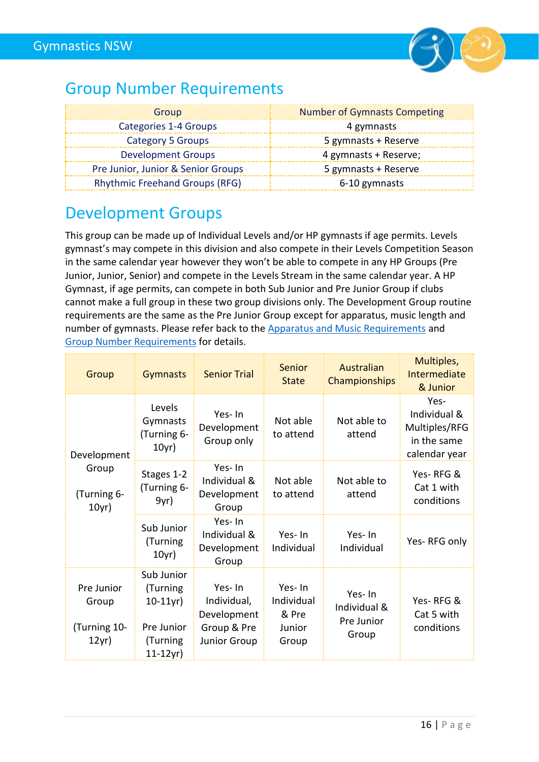## Group Number Requirements

| Group | Number of Gymnasts Competing |
|---|---|
| Categories 1-4 Groups | 4 gymnasts |
| Category 5 Groups | 5 gymnasts + Reserve |
| Development Groups | 4 gymnasts + Reserve; |
| Pre Junior, Junior & Senior Groups | 5 gymnasts + Reserve |
| Rhythmic Freehand Groups (RFG) | 6-10 gymnasts |

## Development Groups

This group can be made up of Individual Levels and/or HP gymnasts if age permits. Levels gymnast's may compete in this division and also compete in their Levels Competition Season in the same calendar year however they won't be able to compete in any HP Groups (Pre Junior, Junior, Senior) and compete in the Levels Stream in the same calendar year. A HP Gymnast, if age permits, can compete in both Sub Junior and Pre Junior Group if clubs cannot make a full group in these two group divisions only. The Development Group routine requirements are the same as the Pre Junior Group except for apparatus, music length and number of gymnasts. Please refer back to the Apparatus and Music Requirements and Group Number Requirements for details.

| Group | Gymnasts | Senior Trial | Senior State | Australian Championships | Multiples, Intermediate & Junior |
|---|---|---|---|---|---|
| Development Group (Turning 6-10yr) | Levels Gymnasts (Turning 6-10yr) | Yes- In Development Group only | Not able to attend | Not able to attend | Yes- Individual & Multiples/RFG in the same calendar year |
| | Stages 1-2 (Turning 6-9yr) | Yes- In Individual & Development Group | Not able to attend | Not able to attend | Yes- RFG & Cat 1 with conditions |
| | Sub Junior (Turning 10yr) | Yes- In Individual & Development Group | Yes- In Individual | Yes- In Individual | Yes- RFG only |
| Pre Junior Group (Turning 10-12yr) | Sub Junior (Turning 10-11yr) Pre Junior (Turning 11-12yr) | Yes- In Individual, Development Group & Pre Junior Group | Yes- In Individual & Pre Junior Group | Yes- In Individual & Pre Junior Group | Yes- RFG & Cat 5 with conditions |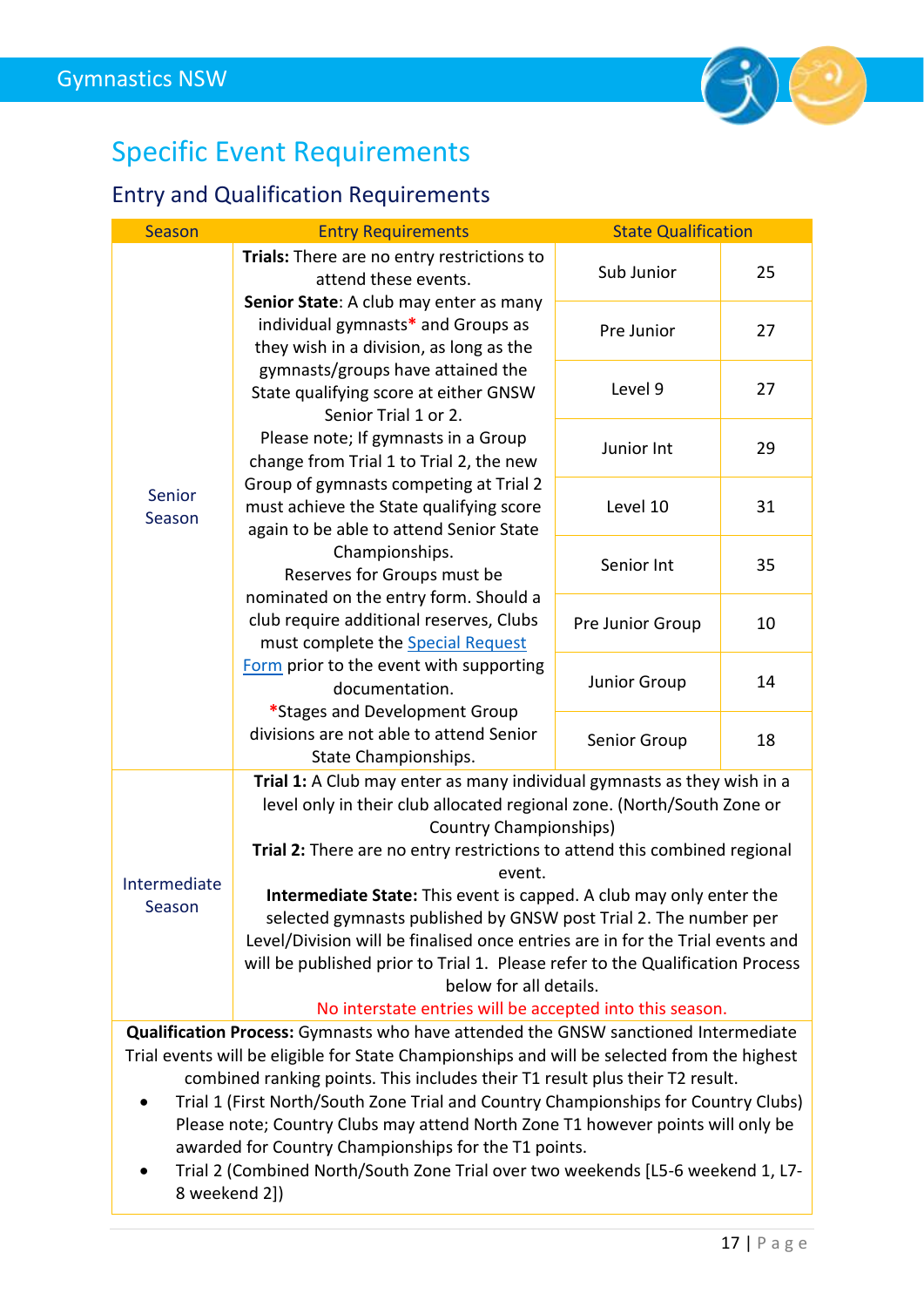# Specific Event Requirements

## Entry and Qualification Requirements

| Season | Entry Requirements | State Qualification | |
|---|---|---|---|
| Senior Season | **Trials:** There are no entry restrictions to attend these events. **Senior State**: A club may enter as many individual gymnasts* and Groups as they wish in a division, as long as the gymnasts/groups have attained the State qualifying score at either GNSW Senior Trial 1 or 2. Please note; If gymnasts in a Group change from Trial 1 to Trial 2, the new Group of gymnasts competing at Trial 2 must achieve the State qualifying score again to be able to attend Senior State Championships. Reserves for Groups must be nominated on the entry form. Should a club require additional reserves, Clubs must complete the Special Request Form prior to the event with supporting documentation. *Stages and Development Group divisions are not able to attend Senior State Championships. | Sub Junior | 25 |
| | | Pre Junior | 27 |
| | | Level 9 | 27 |
| | | Junior Int | 29 |
| | | Level 10 | 31 |
| | | Senior Int | 35 |
| | | Pre Junior Group | 10 |
| | | Junior Group | 14 |
| | | Senior Group | 18 |
| Intermediate Season | **Trial 1:** A Club may enter as many individual gymnasts as they wish in a level only in their club allocated regional zone. (North/South Zone or Country Championships) **Trial 2:** There are no entry restrictions to attend this combined regional event. **Intermediate State:** This event is capped. A club may only enter the selected gymnasts published by GNSW post Trial 2. The number per Level/Division will be finalised once entries are in for the Trial events and will be published prior to Trial 1. Please refer to the Qualification Process below for all details. No interstate entries will be accepted into this season. | | |

**Qualification Process:** Gymnasts who have attended the GNSW sanctioned Intermediate Trial events will be eligible for State Championships and will be selected from the highest combined ranking points. This includes their T1 result plus their T2 result.

- Trial 1 (First North/South Zone Trial and Country Championships for Country Clubs) Please note; Country Clubs may attend North Zone T1 however points will only be awarded for Country Championships for the T1 points.
- Trial 2 (Combined North/South Zone Trial over two weekends [L5-6 weekend 1, L7-8 weekend 2])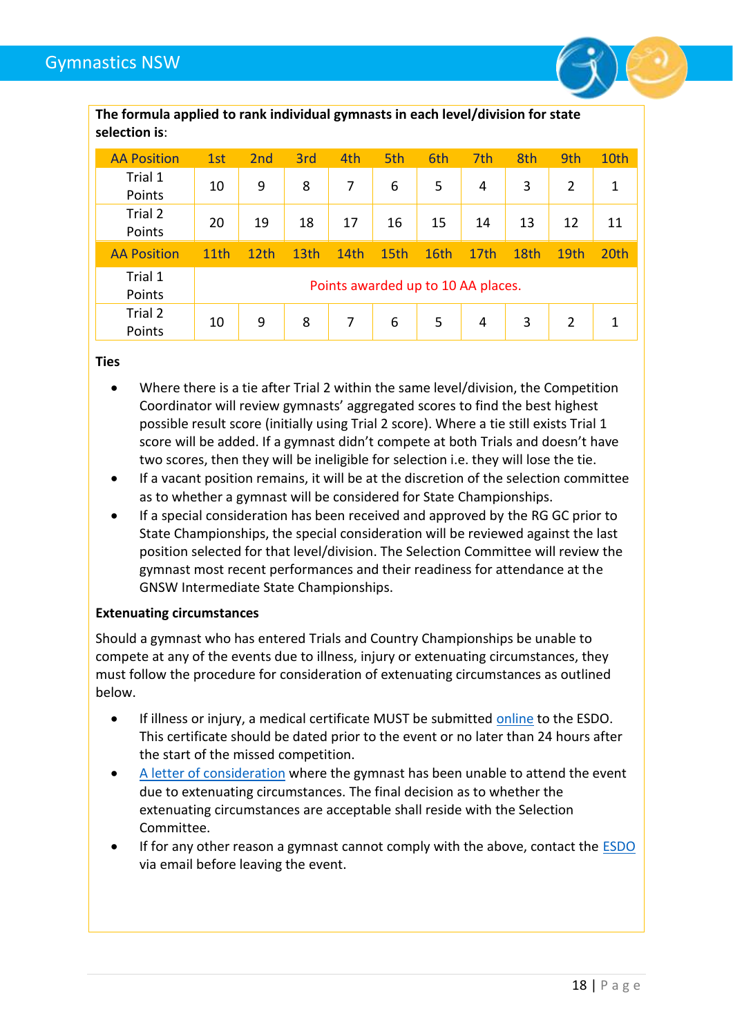**The formula applied to rank individual gymnasts in each level/division for state selection is**:

| AA Position | 1st | 2nd | 3rd | 4th | 5th | 6th | 7th | 8th | 9th | 10th |
|---|---|---|---|---|---|---|---|---|---|---|
| Trial 1 Points | 10 | 9 | 8 | 7 | 6 | 5 | 4 | 3 | 2 | 1 |
| Trial 2 Points | 20 | 19 | 18 | 17 | 16 | 15 | 14 | 13 | 12 | 11 |
| **AA Position** | **11th** | **12th** | **13th** | **14th** | **15th** | **16th** | **17th** | **18th** | **19th** | **20th** |
| Trial 1 Points | Points awarded up to 10 AA places. | | | | | | | | | |
| Trial 2 Points | 10 | 9 | 8 | 7 | 6 | 5 | 4 | 3 | 2 | 1 |

**Ties**

- Where there is a tie after Trial 2 within the same level/division, the Competition Coordinator will review gymnasts' aggregated scores to find the best highest possible result score (initially using Trial 2 score). Where a tie still exists Trial 1 score will be added. If a gymnast didn't compete at both Trials and doesn't have two scores, then they will be ineligible for selection i.e. they will lose the tie.
- If a vacant position remains, it will be at the discretion of the selection committee as to whether a gymnast will be considered for State Championships.
- If a special consideration has been received and approved by the RG GC prior to State Championships, the special consideration will be reviewed against the last position selected for that level/division. The Selection Committee will review the gymnast most recent performances and their readiness for attendance at the GNSW Intermediate State Championships.

**Extenuating circumstances**

Should a gymnast who has entered Trials and Country Championships be unable to compete at any of the events due to illness, injury or extenuating circumstances, they must follow the procedure for consideration of extenuating circumstances as outlined below.

- If illness or injury, a medical certificate MUST be submitted online to the ESDO. This certificate should be dated prior to the event or no later than 24 hours after the start of the missed competition.
- A letter of consideration where the gymnast has been unable to attend the event due to extenuating circumstances. The final decision as to whether the extenuating circumstances are acceptable shall reside with the Selection Committee.
- If for any other reason a gymnast cannot comply with the above, contact the ESDO via email before leaving the event.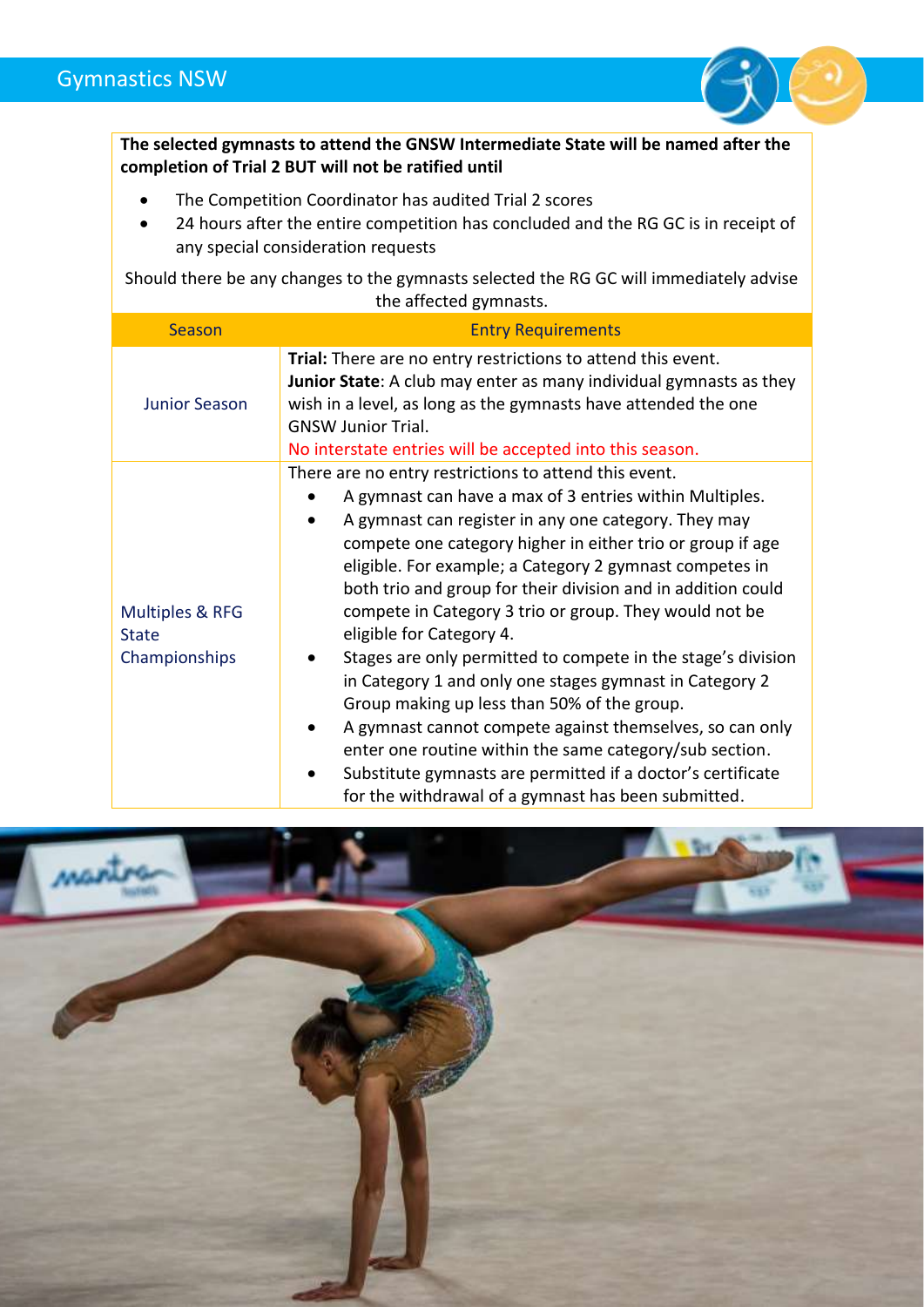**The selected gymnasts to attend the GNSW Intermediate State will be named after the completion of Trial 2 BUT will not be ratified until**

- The Competition Coordinator has audited Trial 2 scores
- 24 hours after the entire competition has concluded and the RG GC is in receipt of any special consideration requests

Should there be any changes to the gymnasts selected the RG GC will immediately advise the affected gymnasts.

| Season | Entry Requirements |
|---|---|
| Junior Season | **Trial:** There are no entry restrictions to attend this event.<br>**Junior State**: A club may enter as many individual gymnasts as they wish in a level, as long as the gymnasts have attended the one GNSW Junior Trial.<br>No interstate entries will be accepted into this season. |
| Multiples & RFG State Championships | There are no entry restrictions to attend this event.<br>• A gymnast can have a max of 3 entries within Multiples.<br>• A gymnast can register in any one category. They may compete one category higher in either trio or group if age eligible. For example; a Category 2 gymnast competes in both trio and group for their division and in addition could compete in Category 3 trio or group. They would not be eligible for Category 4.<br>• Stages are only permitted to compete in the stage's division in Category 1 and only one stages gymnast in Category 2 Group making up less than 50% of the group.<br>• A gymnast cannot compete against themselves, so can only enter one routine within the same category/sub section.<br>• Substitute gymnasts are permitted if a doctor's certificate for the withdrawal of a gymnast has been submitted. |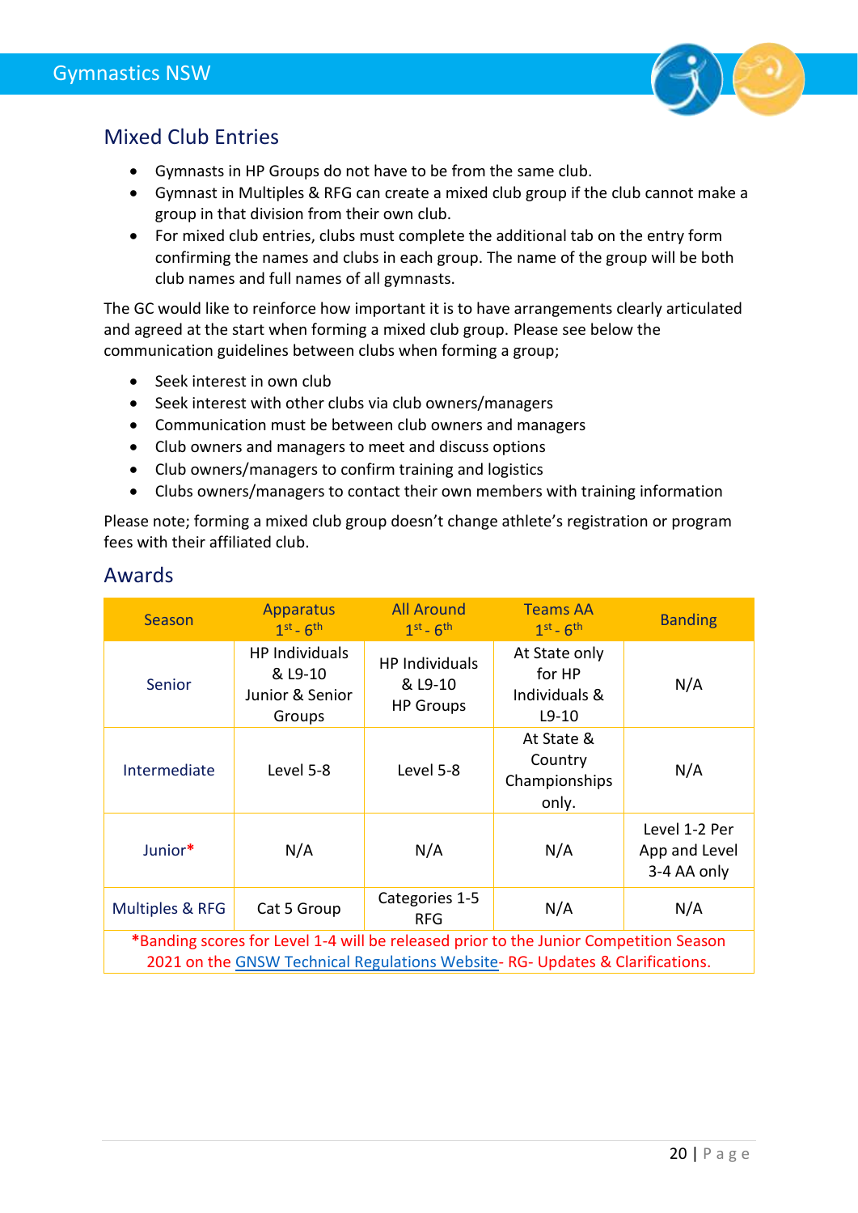## Mixed Club Entries

- Gymnasts in HP Groups do not have to be from the same club.
- Gymnast in Multiples & RFG can create a mixed club group if the club cannot make a group in that division from their own club.
- For mixed club entries, clubs must complete the additional tab on the entry form confirming the names and clubs in each group. The name of the group will be both club names and full names of all gymnasts.

The GC would like to reinforce how important it is to have arrangements clearly articulated and agreed at the start when forming a mixed club group. Please see below the communication guidelines between clubs when forming a group;

- Seek interest in own club
- Seek interest with other clubs via club owners/managers
- Communication must be between club owners and managers
- Club owners and managers to meet and discuss options
- Club owners/managers to confirm training and logistics
- Clubs owners/managers to contact their own members with training information

Please note; forming a mixed club group doesn't change athlete's registration or program fees with their affiliated club.

## Awards

| Season | Apparatus 1st - 6th | All Around 1st - 6th | Teams AA 1st - 6th | Banding |
|---|---|---|---|---|
| Senior | HP Individuals & L9-10 Junior & Senior Groups | HP Individuals & L9-10 HP Groups | At State only for HP Individuals & L9-10 | N/A |
| Intermediate | Level 5-8 | Level 5-8 | At State & Country Championships only. | N/A |
| Junior* | N/A | N/A | N/A | Level 1-2 Per App and Level 3-4 AA only |
| Multiples & RFG | Cat 5 Group | Categories 1-5 RFG | N/A | N/A |
| *Banding scores for Level 1-4 will be released prior to the Junior Competition Season 2021 on the GNSW Technical Regulations Website- RG- Updates & Clarifications. | | | | |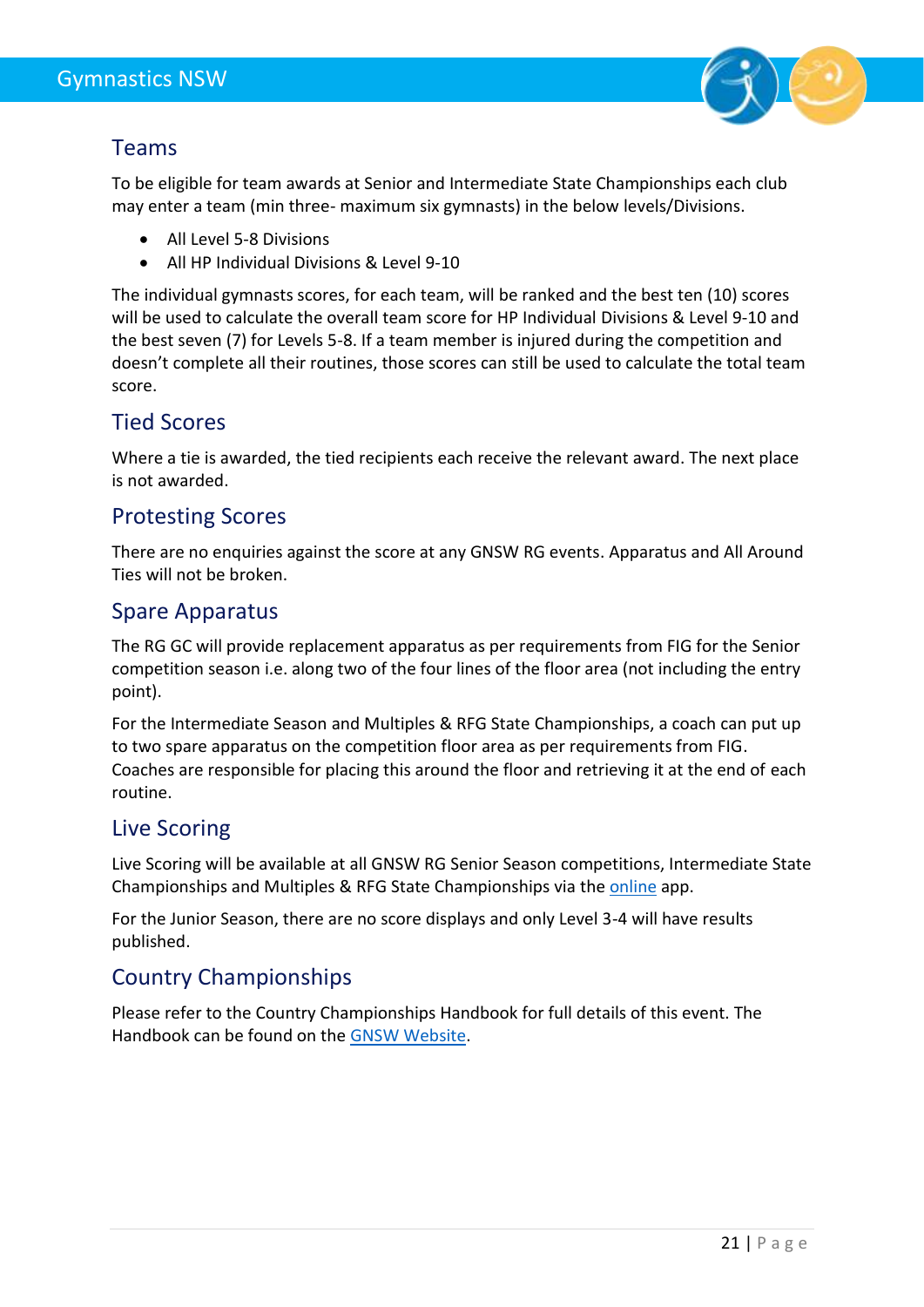## Teams

To be eligible for team awards at Senior and Intermediate State Championships each club may enter a team (min three- maximum six gymnasts) in the below levels/Divisions.

- All Level 5-8 Divisions
- All HP Individual Divisions & Level 9-10

The individual gymnasts scores, for each team, will be ranked and the best ten (10) scores will be used to calculate the overall team score for HP Individual Divisions & Level 9-10 and the best seven (7) for Levels 5-8. If a team member is injured during the competition and doesn't complete all their routines, those scores can still be used to calculate the total team score.

## Tied Scores

Where a tie is awarded, the tied recipients each receive the relevant award. The next place is not awarded.

## Protesting Scores

There are no enquiries against the score at any GNSW RG events. Apparatus and All Around Ties will not be broken.

## Spare Apparatus

The RG GC will provide replacement apparatus as per requirements from FIG for the Senior competition season i.e. along two of the four lines of the floor area (not including the entry point).

For the Intermediate Season and Multiples & RFG State Championships, a coach can put up to two spare apparatus on the competition floor area as per requirements from FIG. Coaches are responsible for placing this around the floor and retrieving it at the end of each routine.

## Live Scoring

Live Scoring will be available at all GNSW RG Senior Season competitions, Intermediate State Championships and Multiples & RFG State Championships via the online app.

For the Junior Season, there are no score displays and only Level 3-4 will have results published.

## Country Championships

Please refer to the Country Championships Handbook for full details of this event. The Handbook can be found on the GNSW Website.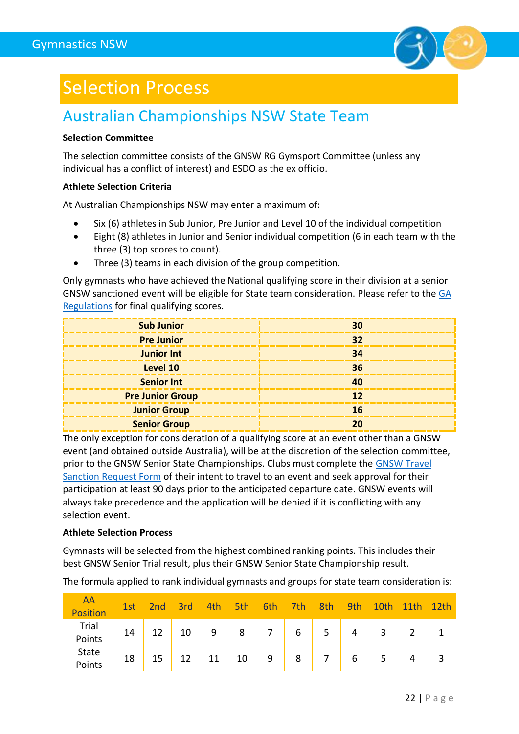# Selection Process

## Australian Championships NSW State Team

**Selection Committee**

The selection committee consists of the GNSW RG Gymsport Committee (unless any individual has a conflict of interest) and ESDO as the ex officio.

**Athlete Selection Criteria**

At Australian Championships NSW may enter a maximum of:

- Six (6) athletes in Sub Junior, Pre Junior and Level 10 of the individual competition
- Eight (8) athletes in Junior and Senior individual competition (6 in each team with the three (3) top scores to count).
- Three (3) teams in each division of the group competition.

Only gymnasts who have achieved the National qualifying score in their division at a senior GNSW sanctioned event will be eligible for State team consideration. Please refer to the GA Regulations for final qualifying scores.

| Division | Score |
|---|---|
| **Sub Junior** | **30** |
| **Pre Junior** | **32** |
| **Junior Int** | **34** |
| **Level 10** | **36** |
| **Senior Int** | **40** |
| **Pre Junior Group** | **12** |
| **Junior Group** | **16** |
| **Senior Group** | **20** |

The only exception for consideration of a qualifying score at an event other than a GNSW event (and obtained outside Australia), will be at the discretion of the selection committee, prior to the GNSW Senior State Championships. Clubs must complete the GNSW Travel Sanction Request Form of their intent to travel to an event and seek approval for their participation at least 90 days prior to the anticipated departure date. GNSW events will always take precedence and the application will be denied if it is conflicting with any selection event.

**Athlete Selection Process**

Gymnasts will be selected from the highest combined ranking points. This includes their best GNSW Senior Trial result, plus their GNSW Senior State Championship result.

The formula applied to rank individual gymnasts and groups for state team consideration is:

| AA Position | 1st | 2nd | 3rd | 4th | 5th | 6th | 7th | 8th | 9th | 10th | 11th | 12th |
|---|---|---|---|---|---|---|---|---|---|---|---|---|
| Trial Points | 14 | 12 | 10 | 9 | 8 | 7 | 6 | 5 | 4 | 3 | 2 | 1 |
| State Points | 18 | 15 | 12 | 11 | 10 | 9 | 8 | 7 | 6 | 5 | 4 | 3 |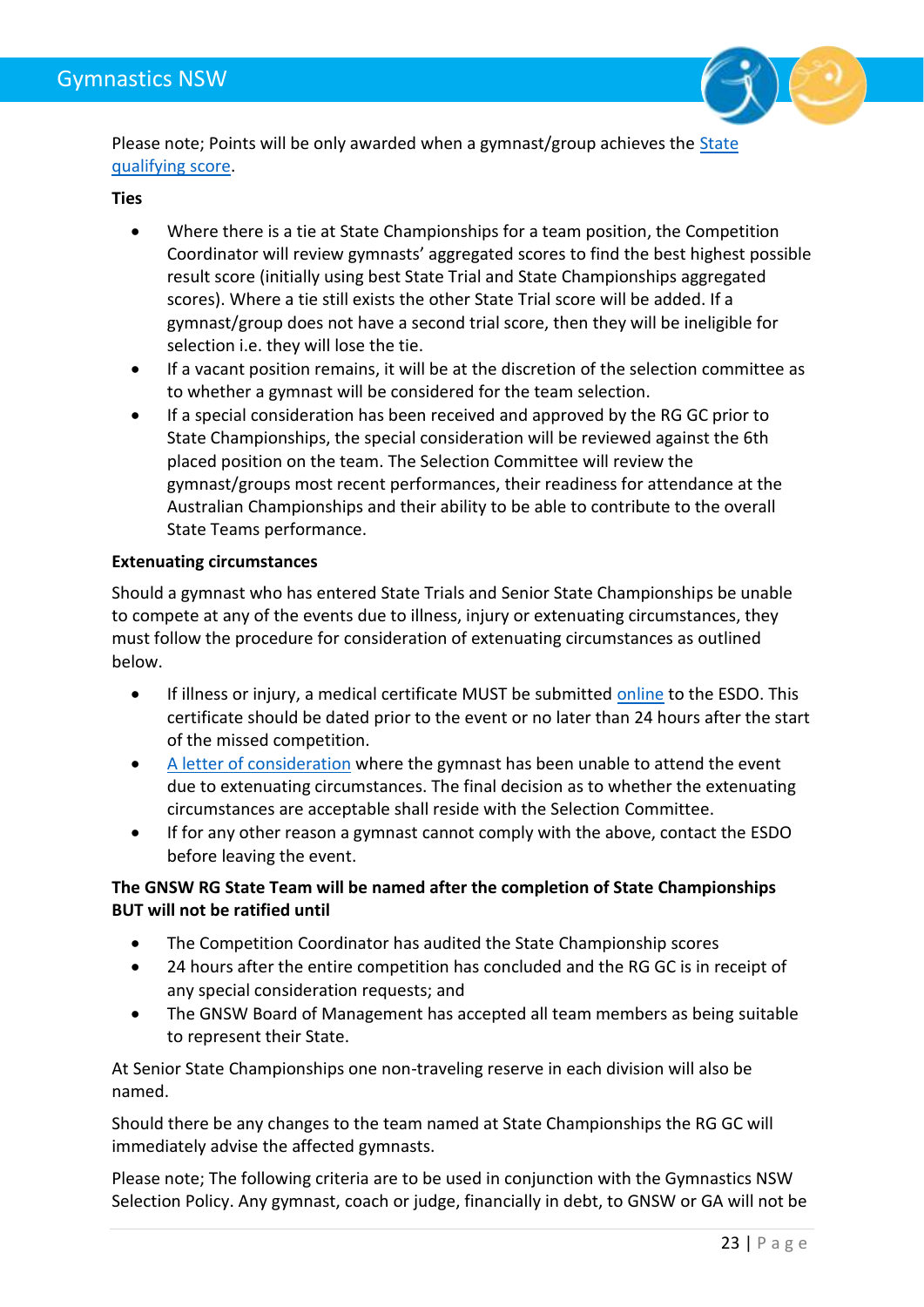Please note; Points will be only awarded when a gymnast/group achieves the State qualifying score.

**Ties**

- Where there is a tie at State Championships for a team position, the Competition Coordinator will review gymnasts' aggregated scores to find the best highest possible result score (initially using best State Trial and State Championships aggregated scores). Where a tie still exists the other State Trial score will be added. If a gymnast/group does not have a second trial score, then they will be ineligible for selection i.e. they will lose the tie.
- If a vacant position remains, it will be at the discretion of the selection committee as to whether a gymnast will be considered for the team selection.
- If a special consideration has been received and approved by the RG GC prior to State Championships, the special consideration will be reviewed against the 6th placed position on the team. The Selection Committee will review the gymnast/groups most recent performances, their readiness for attendance at the Australian Championships and their ability to be able to contribute to the overall State Teams performance.

**Extenuating circumstances**

Should a gymnast who has entered State Trials and Senior State Championships be unable to compete at any of the events due to illness, injury or extenuating circumstances, they must follow the procedure for consideration of extenuating circumstances as outlined below.

- If illness or injury, a medical certificate MUST be submitted online to the ESDO. This certificate should be dated prior to the event or no later than 24 hours after the start of the missed competition.
- A letter of consideration where the gymnast has been unable to attend the event due to extenuating circumstances. The final decision as to whether the extenuating circumstances are acceptable shall reside with the Selection Committee.
- If for any other reason a gymnast cannot comply with the above, contact the ESDO before leaving the event.

**The GNSW RG State Team will be named after the completion of State Championships BUT will not be ratified until**

- The Competition Coordinator has audited the State Championship scores
- 24 hours after the entire competition has concluded and the RG GC is in receipt of any special consideration requests; and
- The GNSW Board of Management has accepted all team members as being suitable to represent their State.

At Senior State Championships one non-traveling reserve in each division will also be named.

Should there be any changes to the team named at State Championships the RG GC will immediately advise the affected gymnasts.

Please note; The following criteria are to be used in conjunction with the Gymnastics NSW Selection Policy. Any gymnast, coach or judge, financially in debt, to GNSW or GA will not be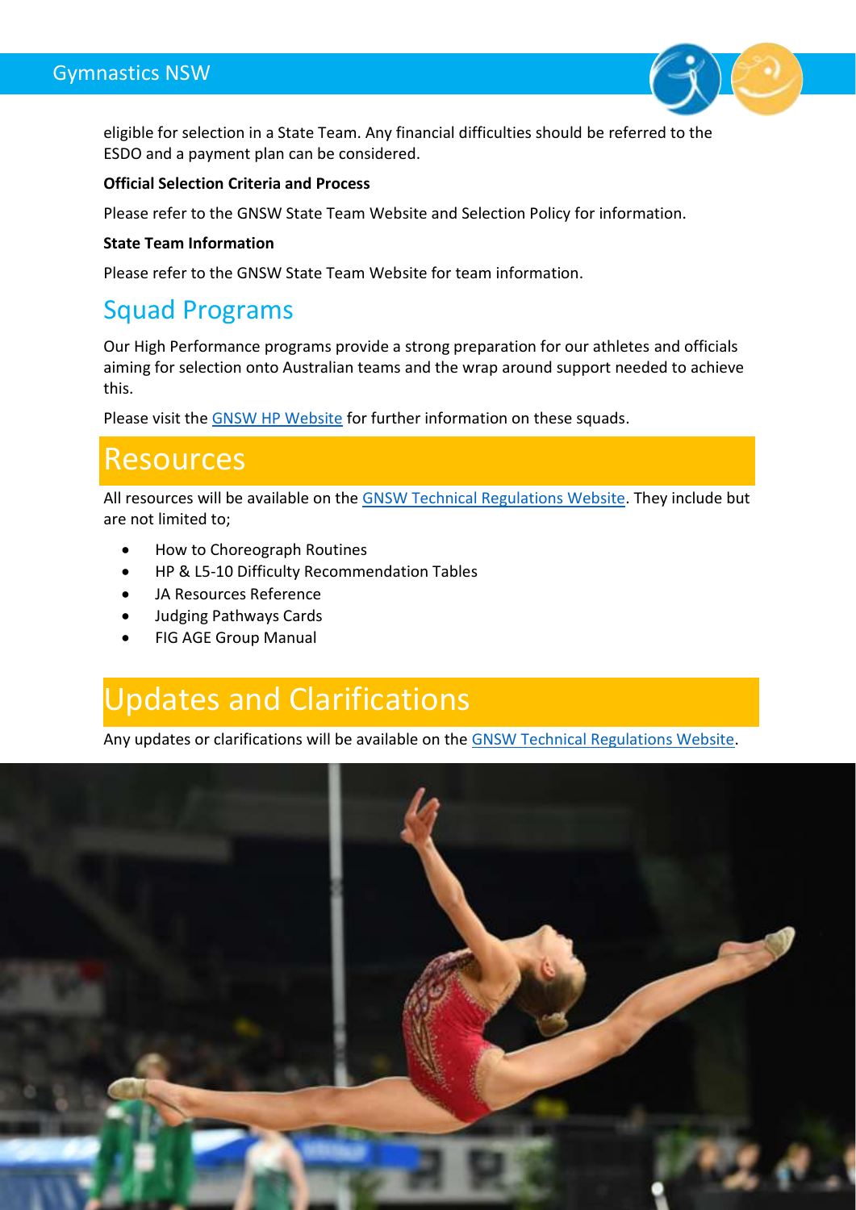eligible for selection in a State Team. Any financial difficulties should be referred to the ESDO and a payment plan can be considered.

**Official Selection Criteria and Process**

Please refer to the GNSW State Team Website and Selection Policy for information.

**State Team Information**

Please refer to the GNSW State Team Website for team information.

## Squad Programs

Our High Performance programs provide a strong preparation for our athletes and officials aiming for selection onto Australian teams and the wrap around support needed to achieve this.

Please visit the GNSW HP Website for further information on these squads.

# Resources

All resources will be available on the GNSW Technical Regulations Website. They include but are not limited to;

- How to Choreograph Routines
- HP & L5-10 Difficulty Recommendation Tables
- JA Resources Reference
- Judging Pathways Cards
- FIG AGE Group Manual

# Updates and Clarifications

Any updates or clarifications will be available on the GNSW Technical Regulations Website.